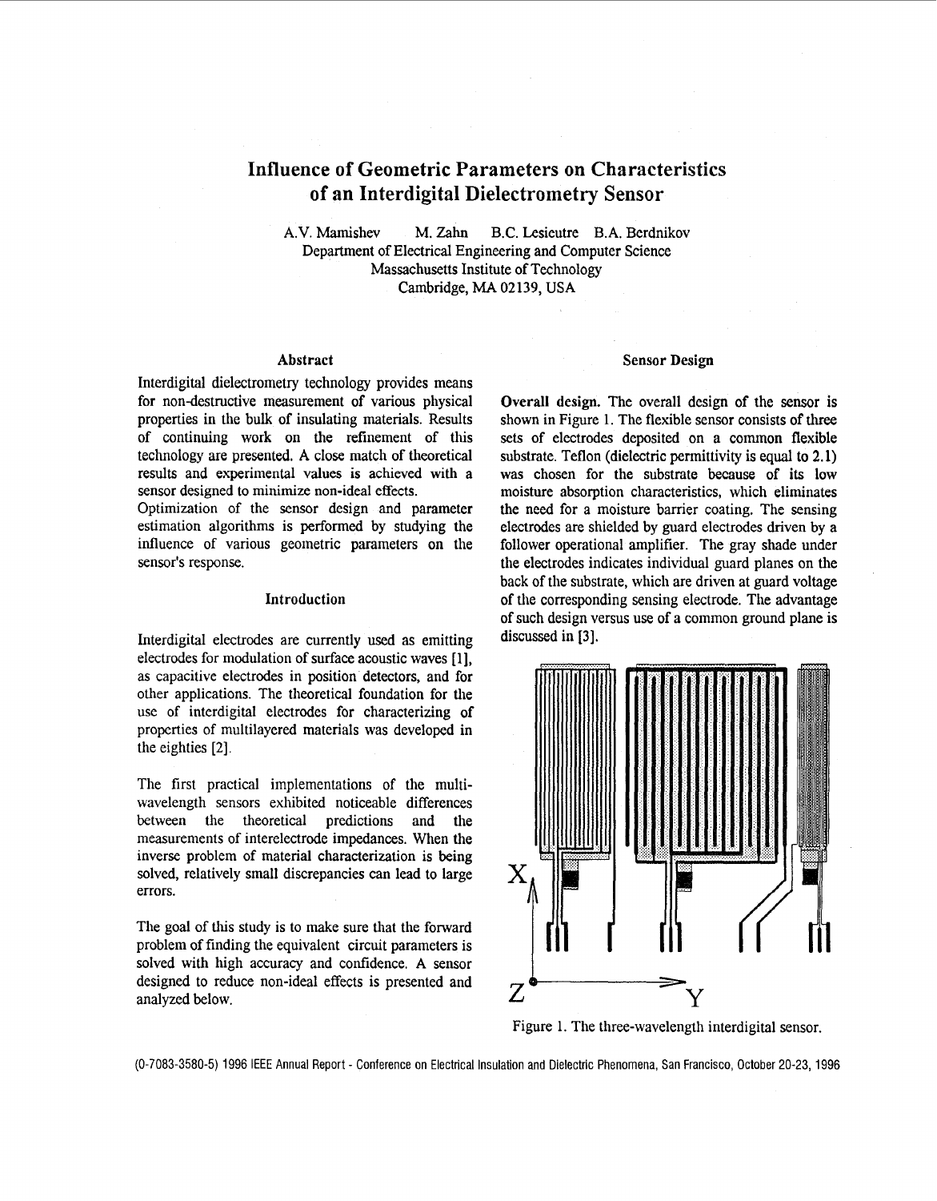# Influence of Geometric Parameters on Characteristics of an Interdigital Dielectrometry Sensor

A.V. Mamishev M. Zahn B.C. Lesieutre B.A. Berdnikov
Department of Electrical Engineering and Computer Science
Massachusetts Institute of Technology
Cambridge, MA 02139, USA

## Abstract

Interdigital dielectrometry technology provides means for non-destructive measurement of various physical properties in the bulk of insulating materials. Results of continuing work on the refinement of this technology are presented. A close match of theoretical results and experimental values is achieved with a sensor designed to minimize non-ideal effects.

Optimization of the sensor design and parameter estimation algorithms is performed by studying the influence of various geometric parameters on the sensor's response.

## Introduction

Interdigital electrodes are currently used as emitting electrodes for modulation of surface acoustic waves [1], as capacitive electrodes in position detectors, and for other applications. The theoretical foundation for the use of interdigital electrodes for characterizing of properties of multilayered materials was developed in the eighties [2].

The first practical implementations of the multi-wavelength sensors exhibited noticeable differences between the theoretical predictions and the measurements of interelectrode impedances. When the inverse problem of material characterization is being solved, relatively small discrepancies can lead to large errors.

The goal of this study is to make sure that the forward problem of finding the equivalent circuit parameters is solved with high accuracy and confidence. A sensor designed to reduce non-ideal effects is presented and analyzed below.

## Sensor Design

**Overall design.** The overall design of the sensor is shown in Figure 1. The flexible sensor consists of three sets of electrodes deposited on a common flexible substrate. Teflon (dielectric permittivity is equal to 2.1) was chosen for the substrate because of its low moisture absorption characteristics, which eliminates the need for a moisture barrier coating. The sensing electrodes are shielded by guard electrodes driven by a follower operational amplifier. The gray shade under the electrodes indicates individual guard planes on the back of the substrate, which are driven at guard voltage of the corresponding sensing electrode. The advantage of such design versus use of a common ground plane is discussed in [3].

Figure 1. The three-wavelength interdigital sensor.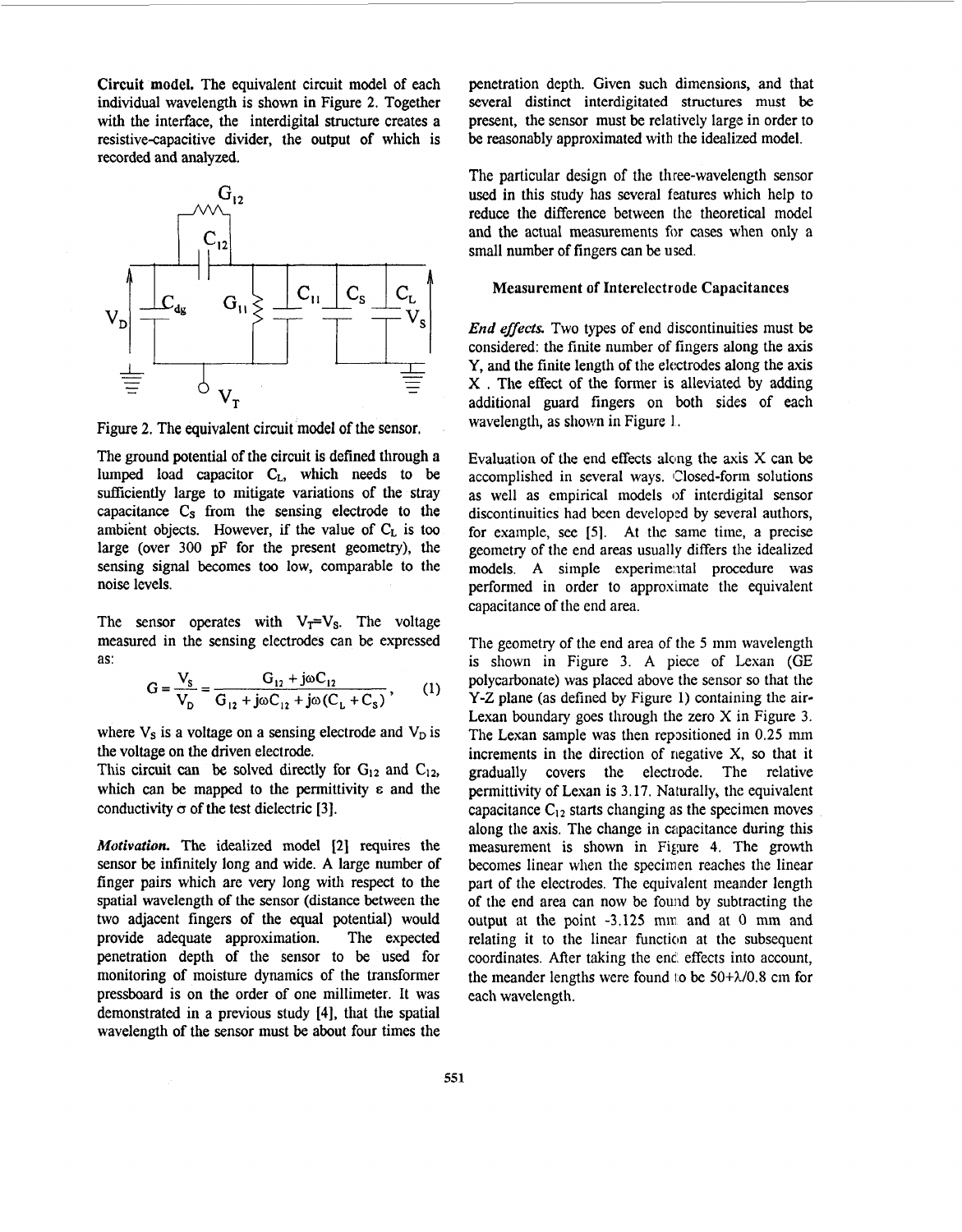**Circuit model.** The equivalent circuit model of each individual wavelength is shown in Figure 2. Together with the interface, the interdigital structure creates a resistive-capacitive divider, the output of which is recorded and analyzed.

Figure 2. The equivalent circuit model of the sensor.

The ground potential of the circuit is defined through a lumped load capacitor $C_L$, which needs to be sufficiently large to mitigate variations of the stray capacitance $C_S$ from the sensing electrode to the ambient objects. However, if the value of $C_L$ is too large (over 300 pF for the present geometry), the sensing signal becomes too low, comparable to the noise levels.

The sensor operates with $V_T$=$V_S$. The voltage measured in the sensing electrodes can be expressed as:

$$G = \frac{V_S}{V_D} = \frac{G_{12} + j\omega C_{12}}{G_{12} + j\omega C_{12} + j\omega(C_L + C_S)}, \quad (1)$$

where $V_S$ is a voltage on a sensing electrode and $V_D$ is the voltage on the driven electrode.

This circuit can be solved directly for $G_{12}$ and $C_{12}$, which can be mapped to the permittivity $\varepsilon$ and the conductivity $\sigma$ of the test dielectric [3].

***Motivation.*** The idealized model [2] requires the sensor be infinitely long and wide. A large number of finger pairs which are very long with respect to the spatial wavelength of the sensor (distance between the two adjacent fingers of the equal potential) would provide adequate approximation. The expected penetration depth of the sensor to be used for monitoring of moisture dynamics of the transformer pressboard is on the order of one millimeter. It was demonstrated in a previous study [4], that the spatial wavelength of the sensor must be about four times the penetration depth. Given such dimensions, and that several distinct interdigitated structures must be present, the sensor must be relatively large in order to be reasonably approximated with the idealized model.

The particular design of the three-wavelength sensor used in this study has several features which help to reduce the difference between the theoretical model and the actual measurements for cases when only a small number of fingers can be used.

### Measurement of Interelectrode Capacitances

***End effects.*** Two types of end discontinuities must be considered: the finite number of fingers along the axis Y, and the finite length of the electrodes along the axis X . The effect of the former is alleviated by adding additional guard fingers on both sides of each wavelength, as shown in Figure 1.

Evaluation of the end effects along the axis X can be accomplished in several ways. Closed-form solutions as well as empirical models of interdigital sensor discontinuities had been developed by several authors, for example, see [5]. At the same time, a precise geometry of the end areas usually differs the idealized models. A simple experimental procedure was performed in order to approximate the equivalent capacitance of the end area.

The geometry of the end area of the 5 mm wavelength is shown in Figure 3. A piece of Lexan (GE polycarbonate) was placed above the sensor so that the Y-Z plane (as defined by Figure 1) containing the air-Lexan boundary goes through the zero X in Figure 3. The Lexan sample was then repositioned in 0.25 mm increments in the direction of negative X, so that it gradually covers the electrode. The relative permittivity of Lexan is 3.17. Naturally, the equivalent capacitance $C_{12}$ starts changing as the specimen moves along the axis. The change in capacitance during this measurement is shown in Figure 4. The growth becomes linear when the specimen reaches the linear part of the electrodes. The equivalent meander length of the end area can now be found by subtracting the output at the point -3.125 mm and at 0 mm and relating it to the linear function at the subsequent coordinates. After taking the end effects into account, the meander lengths were found to be $50+\lambda/0.8$ cm for each wavelength.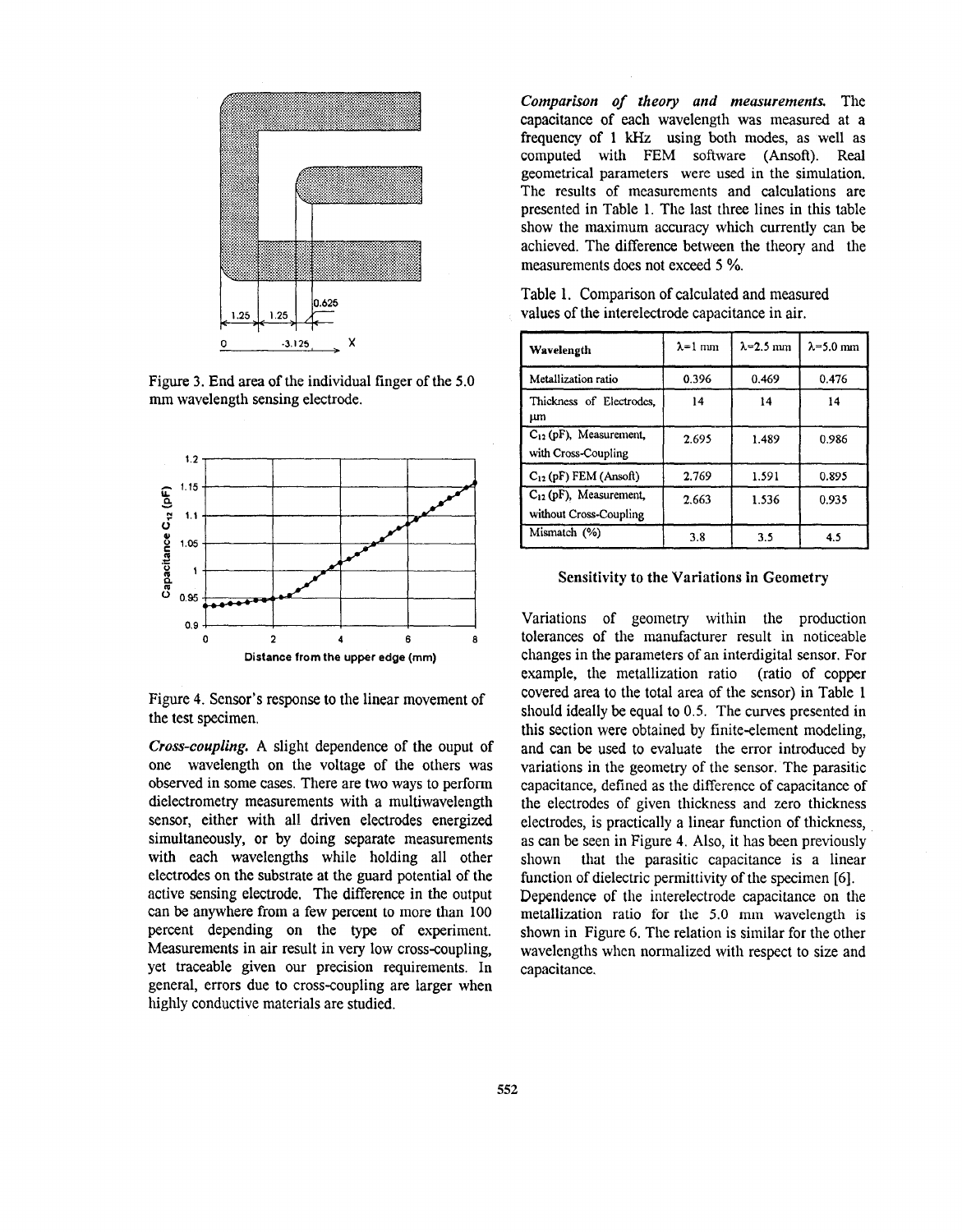Figure 3. End area of the individual finger of the 5.0 mm wavelength sensing electrode.

Figure 4. Sensor's response to the linear movement of the test specimen.

***Cross-coupling.*** A slight dependence of the ouput of one wavelength on the voltage of the others was observed in some cases. There are two ways to perform dielectrometry measurements with a multiwavelength sensor, either with all driven electrodes energized simultaneously, or by doing separate measurements with each wavelengths while holding all other electrodes on the substrate at the guard potential of the active sensing electrode. The difference in the output can be anywhere from a few percent to more than 100 percent depending on the type of experiment. Measurements in air result in very low cross-coupling, yet traceable given our precision requirements. In general, errors due to cross-coupling are larger when highly conductive materials are studied.

***Comparison of theory and measurements.*** The capacitance of each wavelength was measured at a frequency of 1 kHz using both modes, as well as computed with FEM software (Ansoft). Real geometrical parameters were used in the simulation. The results of measurements and calculations are presented in Table 1. The last three lines in this table show the maximum accuracy which currently can be achieved. The difference between the theory and the measurements does not exceed 5 %.

Table 1. Comparison of calculated and measured values of the interelectrode capacitance in air.

| Wavelength | $\lambda$=1 mm | $\lambda$=2.5 mm | $\lambda$=5.0 mm |
|---|---|---|---|
| Metallization ratio | 0.396 | 0.469 | 0.476 |
| Thickness of Electrodes, $\mu$m | 14 | 14 | 14 |
| $C_{12}$ (pF), Measurement, with Cross-Coupling | 2.695 | 1.489 | 0.986 |
| $C_{12}$ (pF) FEM (Ansoft) | 2.769 | 1.591 | 0.895 |
| $C_{12}$ (pF), Measurement, without Cross-Coupling | 2.663 | 1.536 | 0.935 |
| Mismatch (%) | 3.8 | 3.5 | 4.5 |

### Sensitivity to the Variations in Geometry

Variations of geometry within the production tolerances of the manufacturer result in noticeable changes in the parameters of an interdigital sensor. For example, the metallization ratio (ratio of copper covered area to the total area of the sensor) in Table 1 should ideally be equal to 0.5. The curves presented in this section were obtained by finite-element modeling, and can be used to evaluate the error introduced by variations in the geometry of the sensor. The parasitic capacitance, defined as the difference of capacitance of the electrodes of given thickness and zero thickness electrodes, is practically a linear function of thickness, as can be seen in Figure 4. Also, it has been previously shown that the parasitic capacitance is a linear function of dielectric permittivity of the specimen [6]. Dependence of the interelectrode capacitance on the metallization ratio for the 5.0 mm wavelength is shown in Figure 6. The relation is similar for the other wavelengths when normalized with respect to size and capacitance.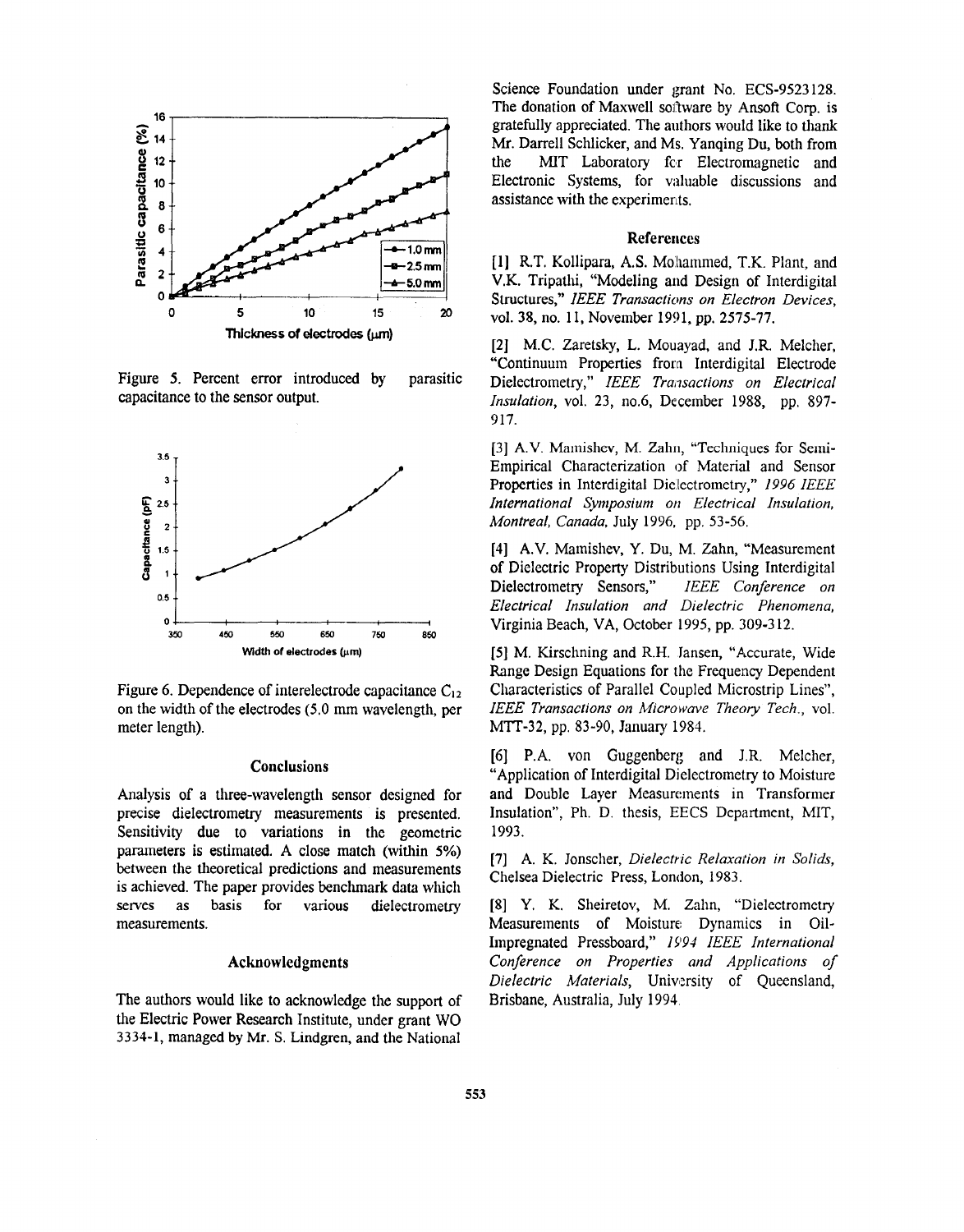16
14
12
10
8
6
4
2
0

Parasitic capacitance (%)

0 5 10 15 20

Thickness of electrodes (μm)

1.0 mm
2.5 mm
5.0 mm

Figure 5. Percent error introduced by parasitic capacitance to the sensor output.

3.5
3
2.5
2
1.5
1
0.5
0

Capacitance (pF)

350 450 550 650 750 850

Width of electrodes (μm)

Figure 6. Dependence of interelectrode capacitance $C_{12}$ on the width of the electrodes (5.0 mm wavelength, per meter length).

## Conclusions

Analysis of a three-wavelength sensor designed for precise dielectrometry measurements is presented. Sensitivity due to variations in the geometric parameters is estimated. A close match (within 5%) between the theoretical predictions and measurements is achieved. The paper provides benchmark data which serves as basis for various dielectrometry measurements.

## Acknowledgments

The authors would like to acknowledge the support of the Electric Power Research Institute, under grant WO 3334-1, managed by Mr. S. Lindgren, and the National Science Foundation under grant No. ECS-9523128. The donation of Maxwell software by Ansoft Corp. is gratefully appreciated. The authors would like to thank Mr. Darrell Schlicker, and Ms. Yanqing Du, both from the MIT Laboratory for Electromagnetic and Electronic Systems, for valuable discussions and assistance with the experiments.

## References

[1] R.T. Kollipara, A.S. Mohammed, T.K. Plant, and V.K. Tripathi, "Modeling and Design of Interdigital Structures," *IEEE Transactions on Electron Devices*, vol. 38, no. 11, November 1991, pp. 2575-77.

[2] M.C. Zaretsky, L. Mouayad, and J.R. Melcher, "Continuum Properties from Interdigital Electrode Dielectrometry," *IEEE Transactions on Electrical Insulation*, vol. 23, no.6, December 1988, pp. 897-917.

[3] A.V. Mamishev, M. Zahn, "Techniques for Semi-Empirical Characterization of Material and Sensor Properties in Interdigital Dielectrometry," *1996 IEEE International Symposium on Electrical Insulation, Montreal, Canada*, July 1996, pp. 53-56.

[4] A.V. Mamishev, Y. Du, M. Zahn, "Measurement of Dielectric Property Distributions Using Interdigital Dielectrometry Sensors," *IEEE Conference on Electrical Insulation and Dielectric Phenomena*, Virginia Beach, VA, October 1995, pp. 309-312.

[5] M. Kirschning and R.H. Jansen, "Accurate, Wide Range Design Equations for the Frequency Dependent Characteristics of Parallel Coupled Microstrip Lines", *IEEE Transactions on Microwave Theory Tech.*, vol. MTT-32, pp. 83-90, January 1984.

[6] P.A. von Guggenberg and J.R. Melcher, "Application of Interdigital Dielectrometry to Moisture and Double Layer Measurements in Transformer Insulation", Ph. D. thesis, EECS Department, MIT, 1993.

[7] A. K. Jonscher, *Dielectric Relaxation in Solids*, Chelsea Dielectric Press, London, 1983.

[8] Y. K. Sheiretov, M. Zahn, "Dielectrometry Measurements of Moisture Dynamics in Oil-Impregnated Pressboard," *1994 IEEE International Conference on Properties and Applications of Dielectric Materials*, University of Queensland, Brisbane, Australia, July 1994.